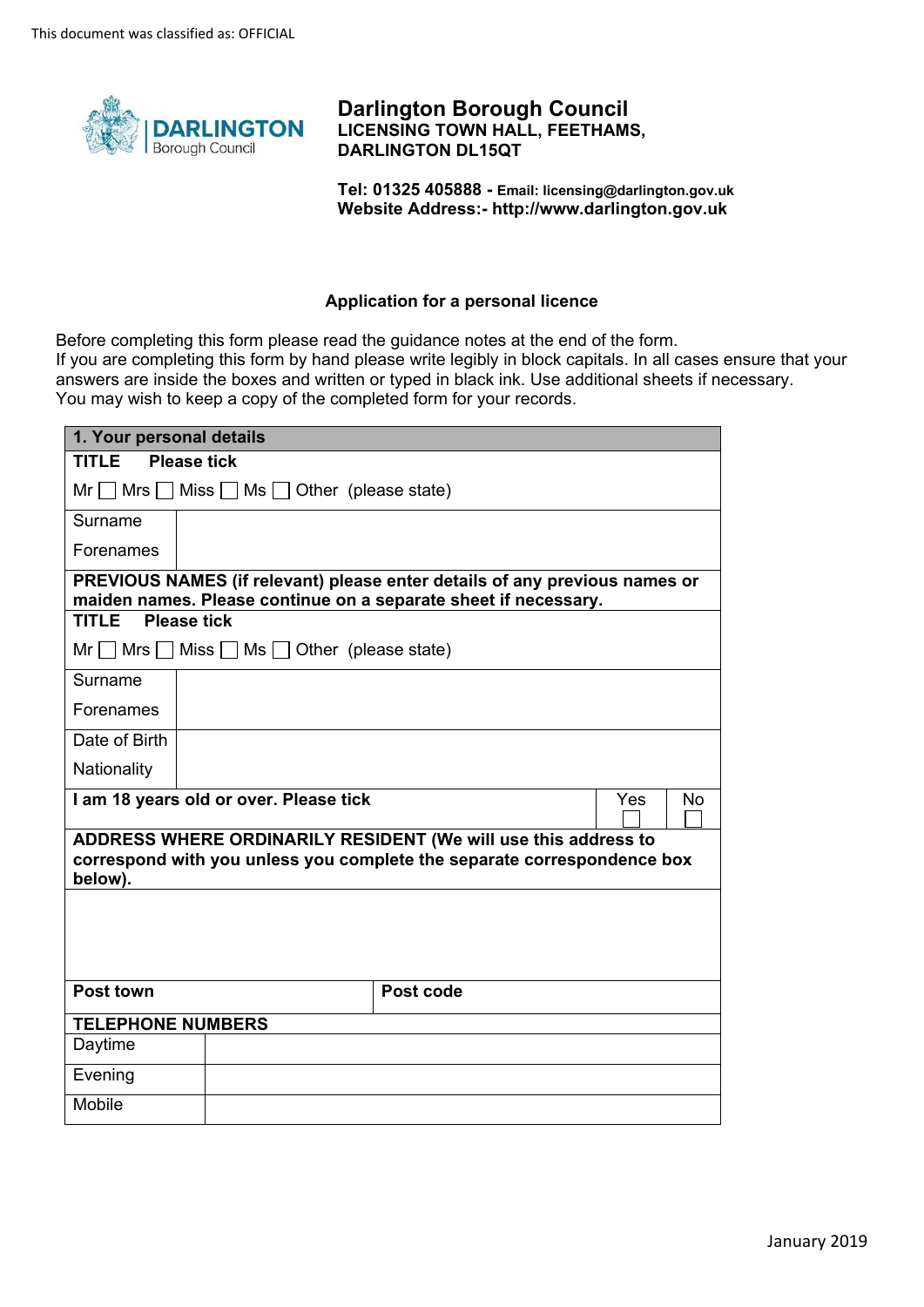This document was classified as: OFFICIAL

# Darlington Borough Council

**LICENSING TOWN HALL, FEETHAMS, DARLINGTON DL15QT**

**Tel: 01325 405888 - Email: licensing@darlington.gov.uk**
**Website Address:- http://www.darlington.gov.uk**

## Application for a personal licence

Before completing this form please read the guidance notes at the end of the form.
If you are completing this form by hand please write legibly in block capitals. In all cases ensure that your answers are inside the boxes and written or typed in black ink. Use additional sheets if necessary.
You may wish to keep a copy of the completed form for your records.

| **1. Your personal details** | | | |
|---|---|---|---|
| **TITLE Please tick** | | | |
| Mr ☐ Mrs ☐ Miss ☐ Ms ☐ Other (please state) | | | |
| Surname | | | |
| Forenames | | | |
| **PREVIOUS NAMES (if relevant) please enter details of any previous names or maiden names. Please continue on a separate sheet if necessary.** | | | |
| **TITLE Please tick** | | | |
| Mr ☐ Mrs ☐ Miss ☐ Ms ☐ Other (please state) | | | |
| Surname | | | |
| Forenames | | | |
| Date of Birth | | | |
| Nationality | | | |
| **I am 18 years old or over. Please tick** | | Yes ☐ | No ☐ |
| **ADDRESS WHERE ORDINARILY RESIDENT (We will use this address to correspond with you unless you complete the separate correspondence box below).** | | | |
| | | | |
| **Post town** | | **Post code** | |
| **TELEPHONE NUMBERS** | | | |
| Daytime | | | |
| Evening | | | |
| Mobile | | | |

January 2019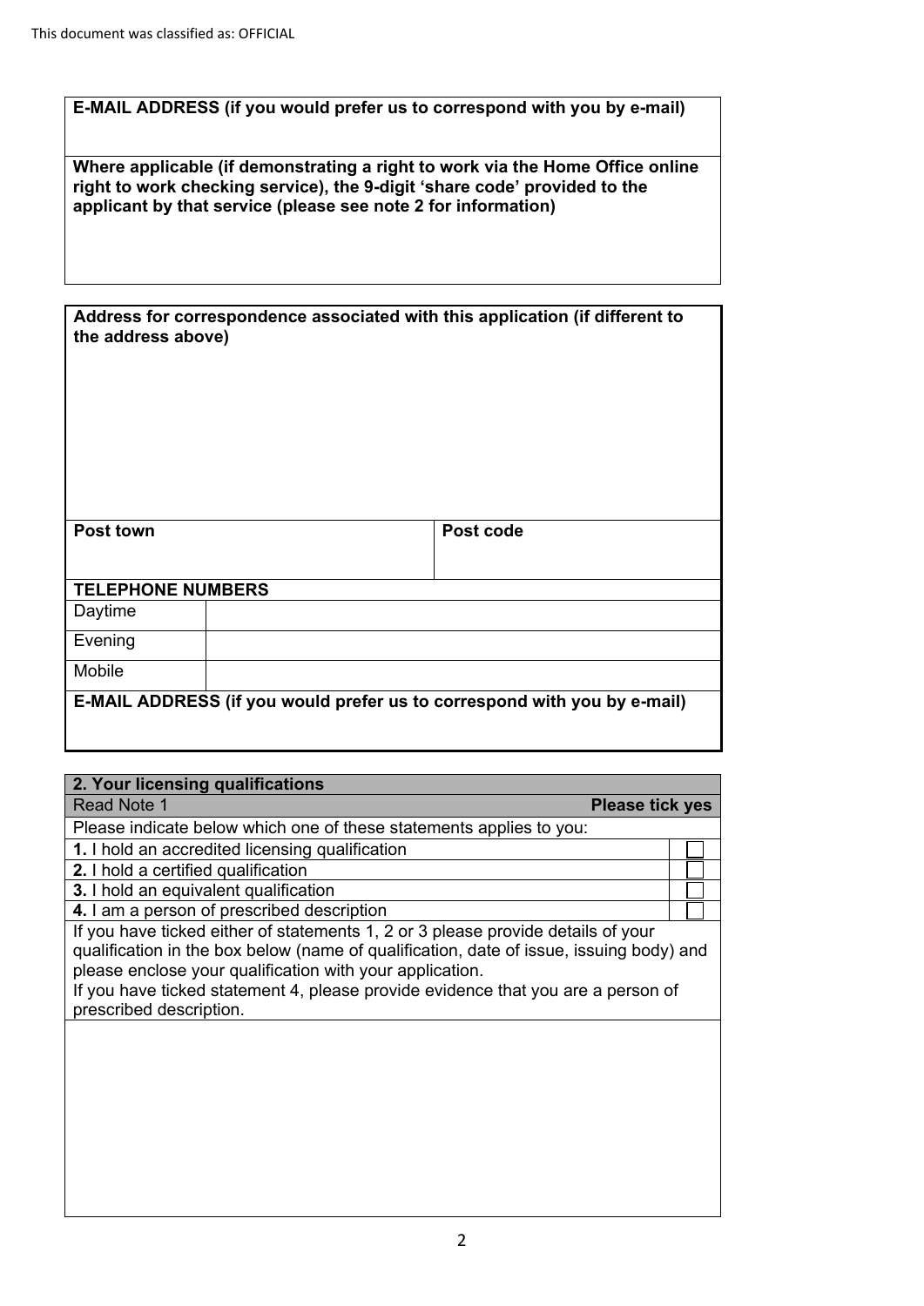This document was classified as: OFFICIAL

| **E-MAIL ADDRESS (if you would prefer us to correspond with you by e-mail)** |
| --- |
| |
| **Where applicable (if demonstrating a right to work via the Home Office online right to work checking service), the 9-digit 'share code' provided to the applicant by that service (please see note 2 for information)** |
| |

| **Address for correspondence associated with this application (if different to the address above)** | | |
| --- | --- | --- |
| | | |
| **Post town** | | **Post code** |
| **TELEPHONE NUMBERS** | | |
| Daytime | | |
| Evening | | |
| Mobile | | |
| **E-MAIL ADDRESS (if you would prefer us to correspond with you by e-mail)** | | |

| **2. Your licensing qualifications** | |
| --- | --- |
| Read Note 1 | **Please tick yes** |
| Please indicate below which one of these statements applies to you: | |
| **1.** I hold an accredited licensing qualification | ☐ |
| **2.** I hold a certified qualification | ☐ |
| **3.** I hold an equivalent qualification | ☐ |
| **4.** I am a person of prescribed description | ☐ |
| If you have ticked either of statements 1, 2 or 3 please provide details of your qualification in the box below (name of qualification, date of issue, issuing body) and please enclose your qualification with your application.<br>If you have ticked statement 4, please provide evidence that you are a person of prescribed description. | |
| | |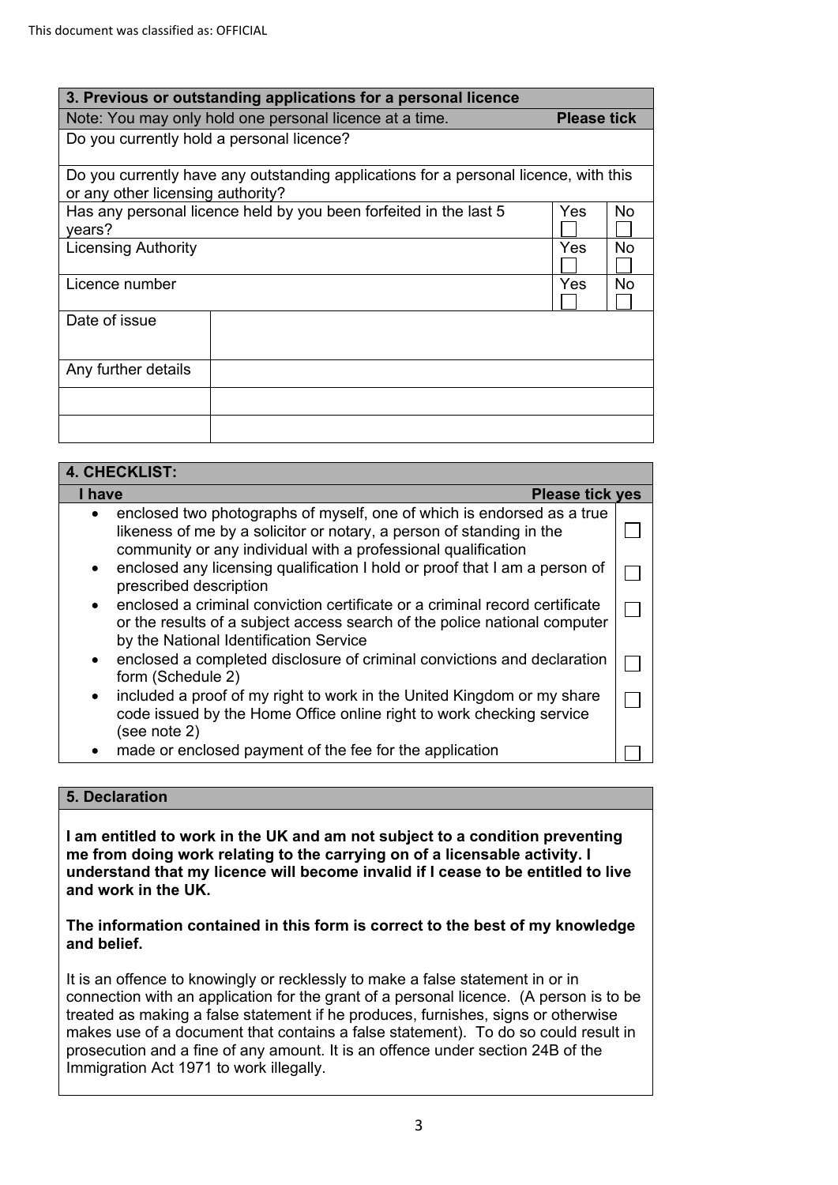| 3. Previous or outstanding applications for a personal licence | | | |
|---|---|---|---|
| Note: You may only hold one personal licence at a time. | | **Please tick** | |
| Do you currently hold a personal licence? | | | |
| Do you currently have any outstanding applications for a personal licence, with this or any other licensing authority? | | | |
| Has any personal licence held by you been forfeited in the last 5 years? | | Yes ☐ | No ☐ |
| Licensing Authority | | Yes ☐ | No ☐ |
| Licence number | | Yes ☐ | No ☐ |
| Date of issue | | | |
| Any further details | | | |
| | | | |
| | | | |

| 4. CHECKLIST: | |
|---|---|
| **I have** | **Please tick yes** |
| • enclosed two photographs of myself, one of which is endorsed as a true likeness of me by a solicitor or notary, a person of standing in the community or any individual with a professional qualification | ☐ |
| • enclosed any licensing qualification I hold or proof that I am a person of prescribed description | ☐ |
| • enclosed a criminal conviction certificate or a criminal record certificate or the results of a subject access search of the police national computer by the National Identification Service | ☐ |
| • enclosed a completed disclosure of criminal convictions and declaration form (Schedule 2) | ☐ |
| • included a proof of my right to work in the United Kingdom or my share code issued by the Home Office online right to work checking service (see note 2) | ☐ |
| • made or enclosed payment of the fee for the application | ☐ |

## 5. Declaration

**I am entitled to work in the UK and am not subject to a condition preventing me from doing work relating to the carrying on of a licensable activity. I understand that my licence will become invalid if I cease to be entitled to live and work in the UK.**

**The information contained in this form is correct to the best of my knowledge and belief.**

It is an offence to knowingly or recklessly to make a false statement in or in connection with an application for the grant of a personal licence. (A person is to be treated as making a false statement if he produces, furnishes, signs or otherwise makes use of a document that contains a false statement). To do so could result in prosecution and a fine of any amount. It is an offence under section 24B of the Immigration Act 1971 to work illegally.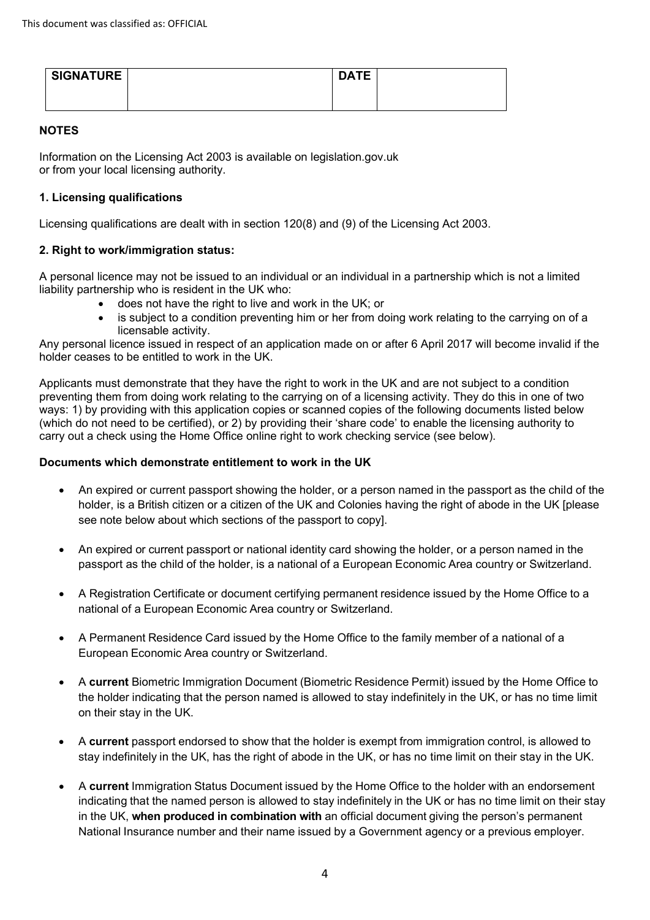| SIGNATURE | | DATE | |
|---|---|---|---|
| | | | |

**NOTES**

Information on the Licensing Act 2003 is available on legislation.gov.uk or from your local licensing authority.

**1. Licensing qualifications**

Licensing qualifications are dealt with in section 120(8) and (9) of the Licensing Act 2003.

**2. Right to work/immigration status:**

A personal licence may not be issued to an individual or an individual in a partnership which is not a limited liability partnership who is resident in the UK who:

- does not have the right to live and work in the UK; or
- is subject to a condition preventing him or her from doing work relating to the carrying on of a licensable activity.

Any personal licence issued in respect of an application made on or after 6 April 2017 will become invalid if the holder ceases to be entitled to work in the UK.

Applicants must demonstrate that they have the right to work in the UK and are not subject to a condition preventing them from doing work relating to the carrying on of a licensing activity. They do this in one of two ways: 1) by providing with this application copies or scanned copies of the following documents listed below (which do not need to be certified), or 2) by providing their 'share code' to enable the licensing authority to carry out a check using the Home Office online right to work checking service (see below).

**Documents which demonstrate entitlement to work in the UK**

- An expired or current passport showing the holder, or a person named in the passport as the child of the holder, is a British citizen or a citizen of the UK and Colonies having the right of abode in the UK [please see note below about which sections of the passport to copy].
- An expired or current passport or national identity card showing the holder, or a person named in the passport as the child of the holder, is a national of a European Economic Area country or Switzerland.
- A Registration Certificate or document certifying permanent residence issued by the Home Office to a national of a European Economic Area country or Switzerland.
- A Permanent Residence Card issued by the Home Office to the family member of a national of a European Economic Area country or Switzerland.
- A **current** Biometric Immigration Document (Biometric Residence Permit) issued by the Home Office to the holder indicating that the person named is allowed to stay indefinitely in the UK, or has no time limit on their stay in the UK.
- A **current** passport endorsed to show that the holder is exempt from immigration control, is allowed to stay indefinitely in the UK, has the right of abode in the UK, or has no time limit on their stay in the UK.
- A **current** Immigration Status Document issued by the Home Office to the holder with an endorsement indicating that the named person is allowed to stay indefinitely in the UK or has no time limit on their stay in the UK, **when produced in combination with** an official document giving the person's permanent National Insurance number and their name issued by a Government agency or a previous employer.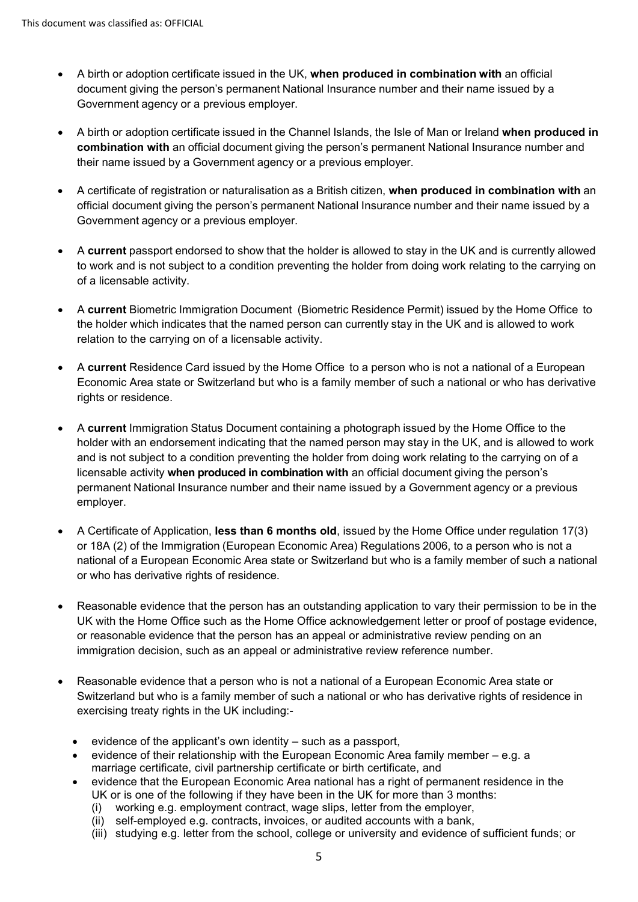- A birth or adoption certificate issued in the UK, **when produced in combination with** an official document giving the person's permanent National Insurance number and their name issued by a Government agency or a previous employer.

- A birth or adoption certificate issued in the Channel Islands, the Isle of Man or Ireland **when produced in combination with** an official document giving the person's permanent National Insurance number and their name issued by a Government agency or a previous employer.

- A certificate of registration or naturalisation as a British citizen, **when produced in combination with** an official document giving the person's permanent National Insurance number and their name issued by a Government agency or a previous employer.

- A **current** passport endorsed to show that the holder is allowed to stay in the UK and is currently allowed to work and is not subject to a condition preventing the holder from doing work relating to the carrying on of a licensable activity.

- A **current** Biometric Immigration Document (Biometric Residence Permit) issued by the Home Office to the holder which indicates that the named person can currently stay in the UK and is allowed to work relation to the carrying on of a licensable activity.

- A **current** Residence Card issued by the Home Office to a person who is not a national of a European Economic Area state or Switzerland but who is a family member of such a national or who has derivative rights or residence.

- A **current** Immigration Status Document containing a photograph issued by the Home Office to the holder with an endorsement indicating that the named person may stay in the UK, and is allowed to work and is not subject to a condition preventing the holder from doing work relating to the carrying on of a licensable activity **when produced in combination with** an official document giving the person's permanent National Insurance number and their name issued by a Government agency or a previous employer.

- A Certificate of Application, **less than 6 months old**, issued by the Home Office under regulation 17(3) or 18A (2) of the Immigration (European Economic Area) Regulations 2006, to a person who is not a national of a European Economic Area state or Switzerland but who is a family member of such a national or who has derivative rights of residence.

- Reasonable evidence that the person has an outstanding application to vary their permission to be in the UK with the Home Office such as the Home Office acknowledgement letter or proof of postage evidence, or reasonable evidence that the person has an appeal or administrative review pending on an immigration decision, such as an appeal or administrative review reference number.

- Reasonable evidence that a person who is not a national of a European Economic Area state or Switzerland but who is a family member of such a national or who has derivative rights of residence in exercising treaty rights in the UK including:-
  - evidence of the applicant's own identity – such as a passport,
  - evidence of their relationship with the European Economic Area family member – e.g. a marriage certificate, civil partnership certificate or birth certificate, and
  - evidence that the European Economic Area national has a right of permanent residence in the UK or is one of the following if they have been in the UK for more than 3 months:
    (i) working e.g. employment contract, wage slips, letter from the employer,
    (ii) self-employed e.g. contracts, invoices, or audited accounts with a bank,
    (iii) studying e.g. letter from the school, college or university and evidence of sufficient funds; or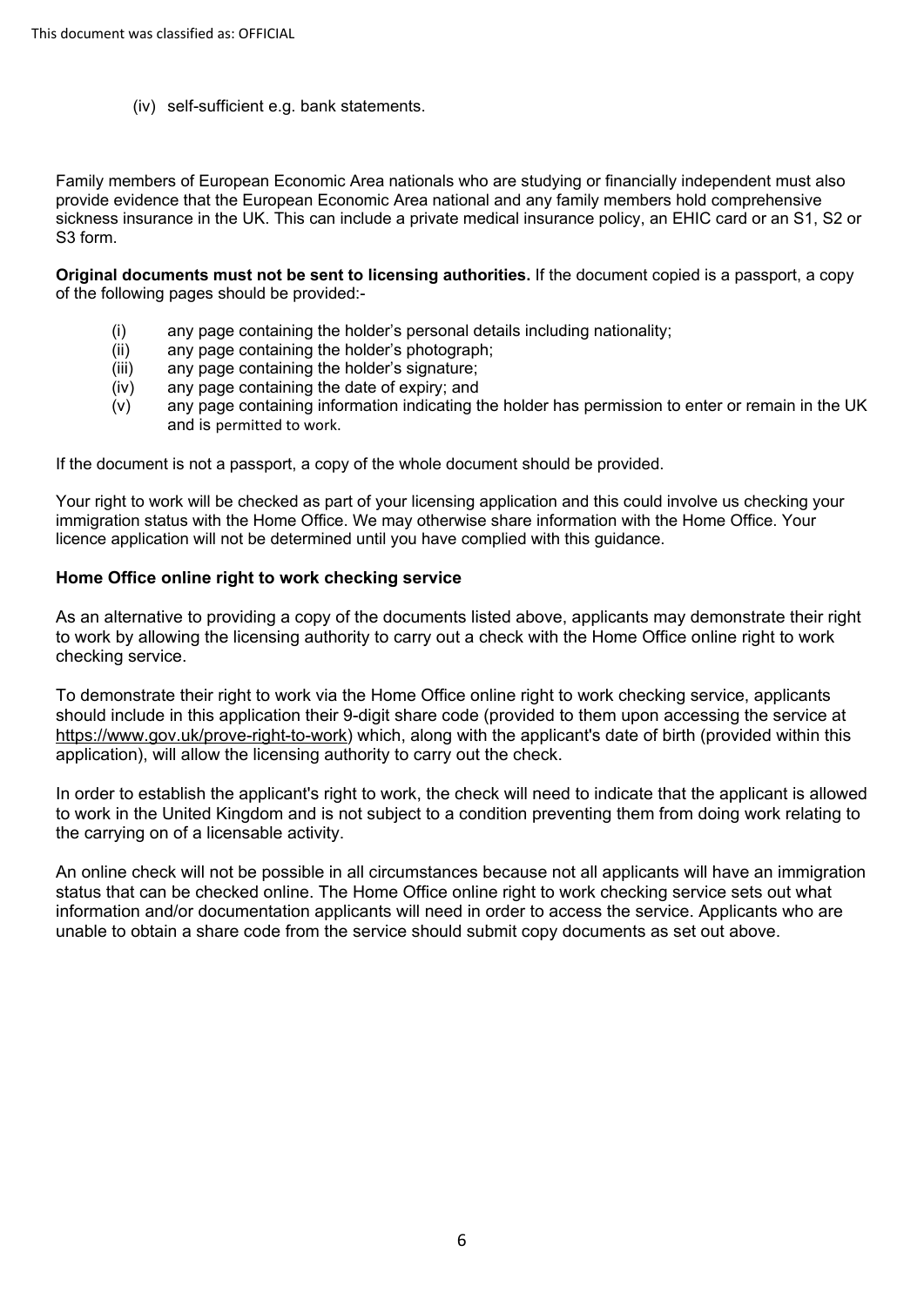(iv) self-sufficient e.g. bank statements.

Family members of European Economic Area nationals who are studying or financially independent must also provide evidence that the European Economic Area national and any family members hold comprehensive sickness insurance in the UK. This can include a private medical insurance policy, an EHIC card or an S1, S2 or S3 form.

**Original documents must not be sent to licensing authorities.** If the document copied is a passport, a copy of the following pages should be provided:-

(i) any page containing the holder's personal details including nationality;
(ii) any page containing the holder's photograph;
(iii) any page containing the holder's signature;
(iv) any page containing the date of expiry; and
(v) any page containing information indicating the holder has permission to enter or remain in the UK and is permitted to work.

If the document is not a passport, a copy of the whole document should be provided.

Your right to work will be checked as part of your licensing application and this could involve us checking your immigration status with the Home Office. We may otherwise share information with the Home Office. Your licence application will not be determined until you have complied with this guidance.

**Home Office online right to work checking service**

As an alternative to providing a copy of the documents listed above, applicants may demonstrate their right to work by allowing the licensing authority to carry out a check with the Home Office online right to work checking service.

To demonstrate their right to work via the Home Office online right to work checking service, applicants should include in this application their 9-digit share code (provided to them upon accessing the service at https://www.gov.uk/prove-right-to-work) which, along with the applicant's date of birth (provided within this application), will allow the licensing authority to carry out the check.

In order to establish the applicant's right to work, the check will need to indicate that the applicant is allowed to work in the United Kingdom and is not subject to a condition preventing them from doing work relating to the carrying on of a licensable activity.

An online check will not be possible in all circumstances because not all applicants will have an immigration status that can be checked online. The Home Office online right to work checking service sets out what information and/or documentation applicants will need in order to access the service. Applicants who are unable to obtain a share code from the service should submit copy documents as set out above.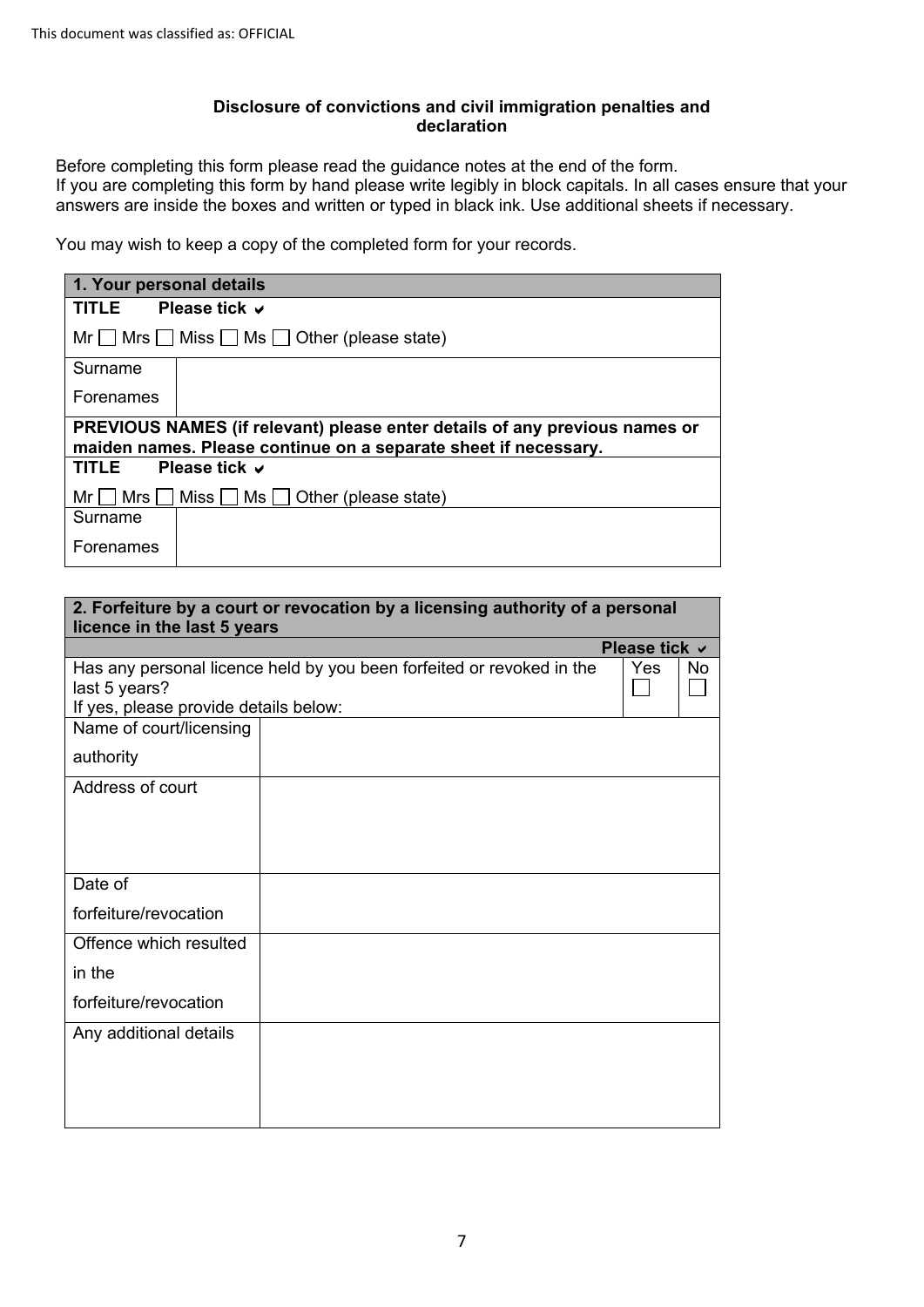This document was classified as: OFFICIAL

**Disclosure of convictions and civil immigration penalties and declaration**

Before completing this form please read the guidance notes at the end of the form.
If you are completing this form by hand please write legibly in block capitals. In all cases ensure that your answers are inside the boxes and written or typed in black ink. Use additional sheets if necessary.

You may wish to keep a copy of the completed form for your records.

| **1. Your personal details** | |
|---|---|
| **TITLE Please tick ✔** | |
| Mr ☐ Mrs ☐ Miss ☐ Ms ☐ Other (please state) | |
| Surname | |
| Forenames | |
| **PREVIOUS NAMES (if relevant) please enter details of any previous names or maiden names. Please continue on a separate sheet if necessary.** | |
| **TITLE Please tick ✔** | |
| Mr ☐ Mrs ☐ Miss ☐ Ms ☐ Other (please state) | |
| Surname | |
| Forenames | |

| **2. Forfeiture by a court or revocation by a licensing authority of a personal licence in the last 5 years** | | |
|---|---|---|
| | **Please tick ✔** | |
| Has any personal licence held by you been forfeited or revoked in the last 5 years?<br>If yes, please provide details below: | Yes ☐ | No ☐ |
| Name of court/licensing authority | | |
| Address of court | | |
| Date of forfeiture/revocation | | |
| Offence which resulted in the forfeiture/revocation | | |
| Any additional details | | |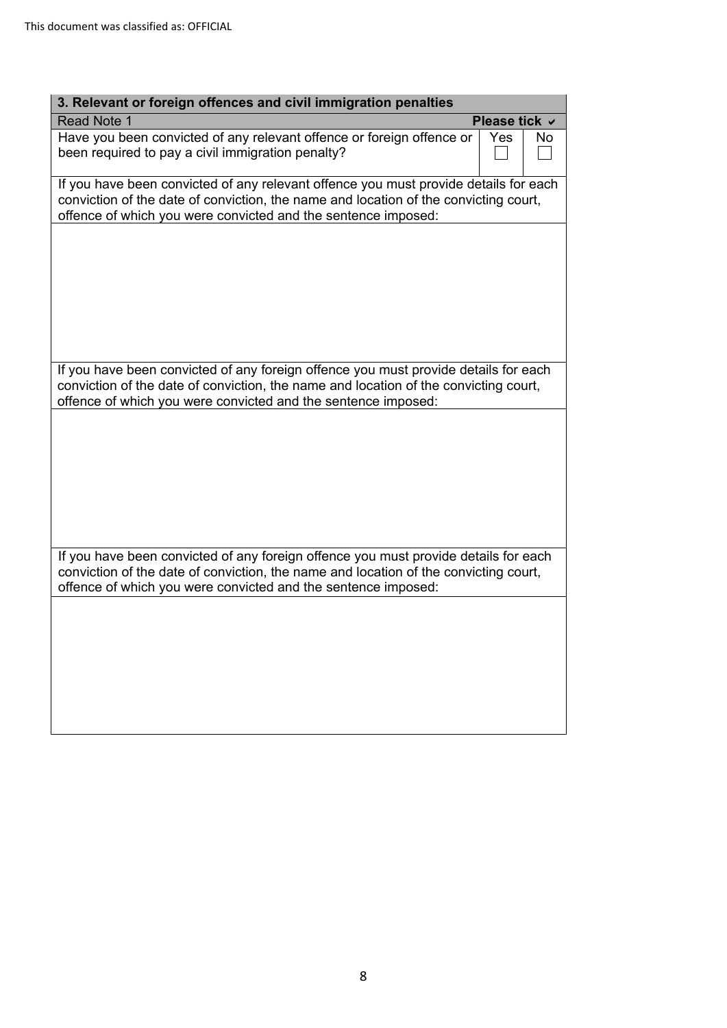This document was classified as: OFFICIAL

| 3. Relevant or foreign offences and civil immigration penalties | | |
|---|---|---|
| Read Note 1 | **Please tick ✔** | |
| Have you been convicted of any relevant offence or foreign offence or been required to pay a civil immigration penalty? | Yes ☐ | No ☐ |
| If you have been convicted of any relevant offence you must provide details for each conviction of the date of conviction, the name and location of the convicting court, offence of which you were convicted and the sentence imposed: | | |
| | | |
| If you have been convicted of any foreign offence you must provide details for each conviction of the date of conviction, the name and location of the convicting court, offence of which you were convicted and the sentence imposed: | | |
| | | |
| If you have been convicted of any foreign offence you must provide details for each conviction of the date of conviction, the name and location of the convicting court, offence of which you were convicted and the sentence imposed: | | |
| | | |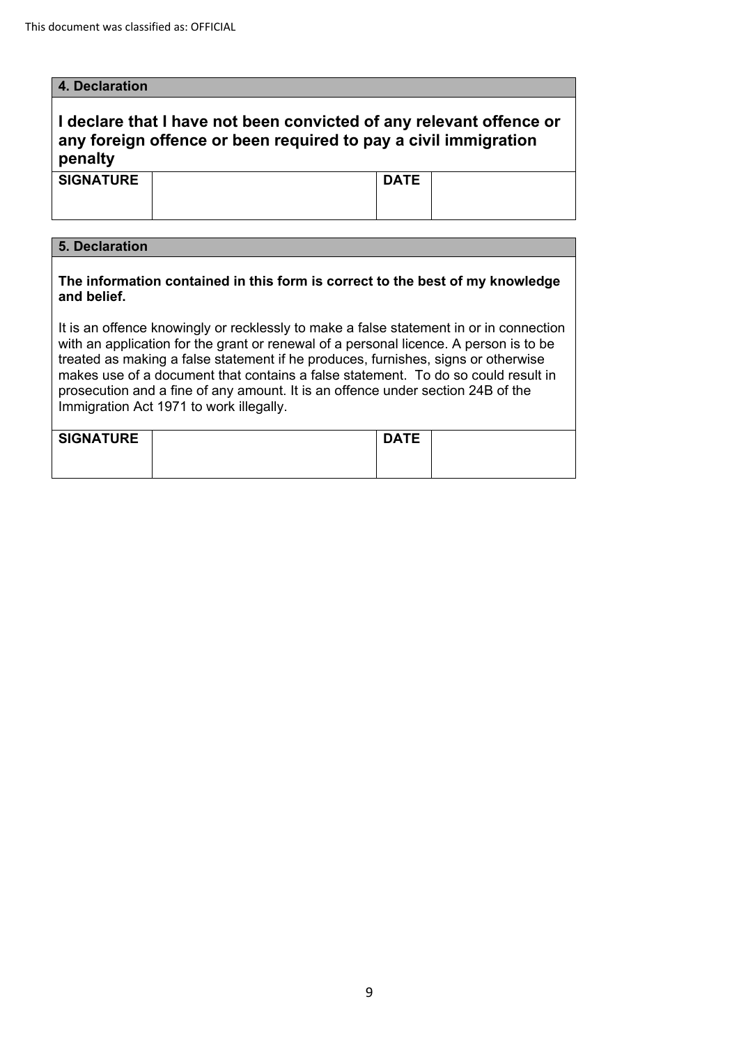| 4. Declaration | | | |
| --- | --- | --- | --- |
| **I declare that I have not been convicted of any relevant offence or any foreign offence or been required to pay a civil immigration penalty** | | | |
| **SIGNATURE** | | **DATE** | |

| 5. Declaration | | | |
| --- | --- | --- | --- |
| **The information contained in this form is correct to the best of my knowledge and belief.**<br><br>It is an offence knowingly or recklessly to make a false statement in or in connection with an application for the grant or renewal of a personal licence. A person is to be treated as making a false statement if he produces, furnishes, signs or otherwise makes use of a document that contains a false statement. To do so could result in prosecution and a fine of any amount. It is an offence under section 24B of the Immigration Act 1971 to work illegally. | | | |
| **SIGNATURE** | | **DATE** | |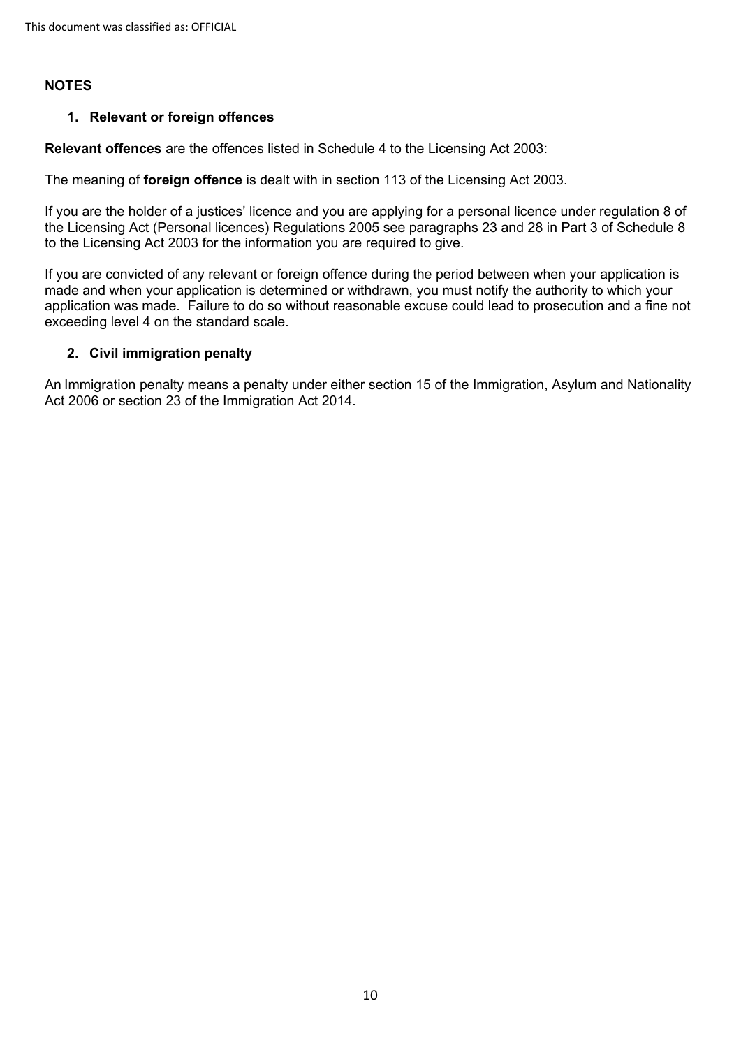**NOTES**

1. **Relevant or foreign offences**

**Relevant offences** are the offences listed in Schedule 4 to the Licensing Act 2003:

The meaning of **foreign offence** is dealt with in section 113 of the Licensing Act 2003.

If you are the holder of a justices' licence and you are applying for a personal licence under regulation 8 of the Licensing Act (Personal licences) Regulations 2005 see paragraphs 23 and 28 in Part 3 of Schedule 8 to the Licensing Act 2003 for the information you are required to give.

If you are convicted of any relevant or foreign offence during the period between when your application is made and when your application is determined or withdrawn, you must notify the authority to which your application was made. Failure to do so without reasonable excuse could lead to prosecution and a fine not exceeding level 4 on the standard scale.

2. **Civil immigration penalty**

An Immigration penalty means a penalty under either section 15 of the Immigration, Asylum and Nationality Act 2006 or section 23 of the Immigration Act 2014.